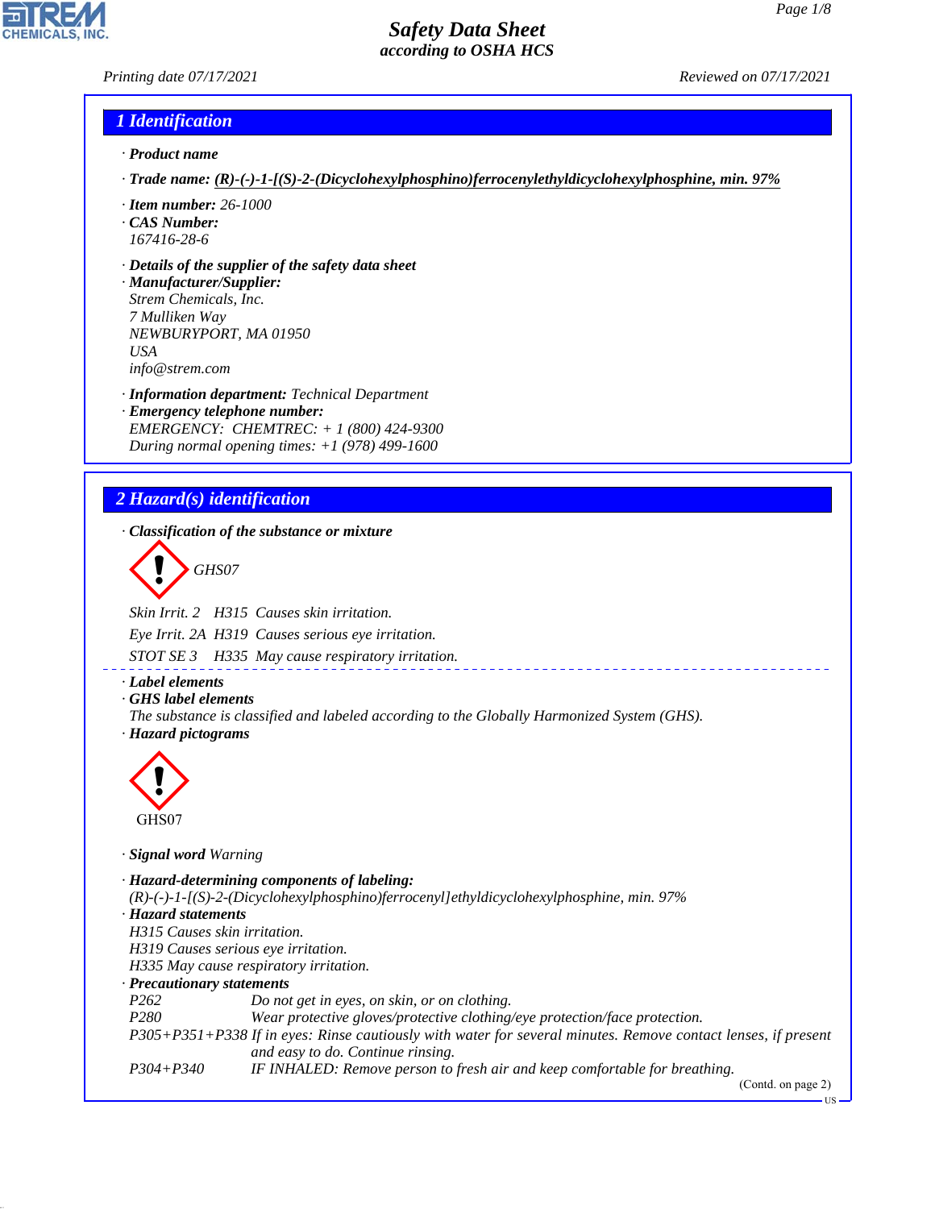# Safety Data Sheet
## according to OSHA HCS

*Printing date 07/17/2021* *Reviewed on 07/17/2021*

## 1 Identification

· **Product name**

· **Trade name:** **(R)-(-)-1-[(S)-2-(Dicyclohexylphosphino)ferrocenylethyldicyclohexylphosphine, min. 97%**

· **Item number:** 26-1000
· **CAS Number:**
167416-28-6

· **Details of the supplier of the safety data sheet**
· **Manufacturer/Supplier:**
Strem Chemicals, Inc.
7 Mulliken Way
NEWBURYPORT, MA 01950
USA
info@strem.com

· **Information department:** Technical Department
· **Emergency telephone number:**
EMERGENCY: CHEMTREC: + 1 (800) 424-9300
During normal opening times: +1 (978) 499-1600

## 2 Hazard(s) identification

· **Classification of the substance or mixture**

GHS07

Skin Irrit. 2 H315 Causes skin irritation.

Eye Irrit. 2A H319 Causes serious eye irritation.

STOT SE 3 H335 May cause respiratory irritation.

· **Label elements**
· **GHS label elements**
The substance is classified and labeled according to the Globally Harmonized System (GHS).
· **Hazard pictograms**

GHS07

· **Signal word** Warning

· **Hazard-determining components of labeling:**
(R)-(-)-1-[(S)-2-(Dicyclohexylphosphino)ferrocenyl]ethyldicyclohexylphosphine, min. 97%
· **Hazard statements**
H315 Causes skin irritation.
H319 Causes serious eye irritation.
H335 May cause respiratory irritation.
· **Precautionary statements**

| | |
|---|---|
| P262 | Do not get in eyes, on skin, or on clothing. |
| P280 | Wear protective gloves/protective clothing/eye protection/face protection. |
| P305+P351+P338 | If in eyes: Rinse cautiously with water for several minutes. Remove contact lenses, if present and easy to do. Continue rinsing. |
| P304+P340 | IF INHALED: Remove person to fresh air and keep comfortable for breathing. |

(Contd. on page 2)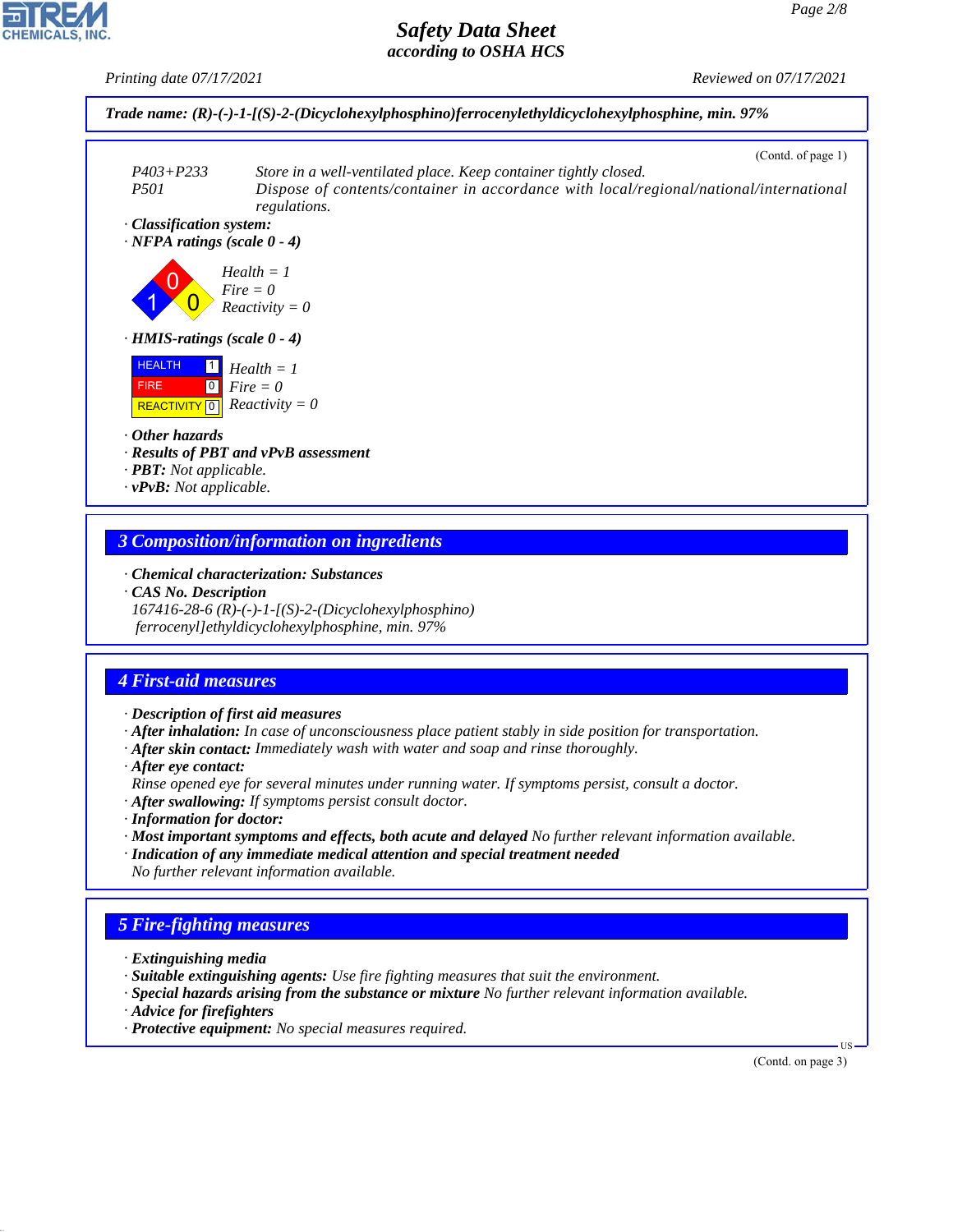**Trade name: (R)-(-)-1-[(S)-2-(Dicyclohexylphosphino)ferrocenylethyldicyclohexylphosphine, min. 97%**

(Contd. of page 1)

P403+P233 Store in a well-ventilated place. Keep container tightly closed.
P501 Dispose of contents/container in accordance with local/regional/national/international regulations.

· **Classification system:**
· **NFPA ratings (scale 0 - 4)**

Health = 1
Fire = 0
Reactivity = 0

· **HMIS-ratings (scale 0 - 4)**

| | |
|---|---|
| HEALTH | 1 |
| FIRE | 0 |
| REACTIVITY | 0 |

Health = 1
Fire = 0
Reactivity = 0

· **Other hazards**
· **Results of PBT and vPvB assessment**
· **PBT:** Not applicable.
· **vPvB:** Not applicable.

## 3 Composition/information on ingredients

· **Chemical characterization: Substances**
· **CAS No. Description**
167416-28-6 (R)-(-)-1-[(S)-2-(Dicyclohexylphosphino) ferrocenyl]ethyldicyclohexylphosphine, min. 97%

## 4 First-aid measures

· **Description of first aid measures**
· **After inhalation:** In case of unconsciousness place patient stably in side position for transportation.
· **After skin contact:** Immediately wash with water and soap and rinse thoroughly.
· **After eye contact:**
Rinse opened eye for several minutes under running water. If symptoms persist, consult a doctor.
· **After swallowing:** If symptoms persist consult doctor.
· **Information for doctor:**
· **Most important symptoms and effects, both acute and delayed** No further relevant information available.
· **Indication of any immediate medical attention and special treatment needed**
No further relevant information available.

## 5 Fire-fighting measures

· **Extinguishing media**
· **Suitable extinguishing agents:** Use fire fighting measures that suit the environment.
· **Special hazards arising from the substance or mixture** No further relevant information available.
· **Advice for firefighters**
· **Protective equipment:** No special measures required.

(Contd. on page 3)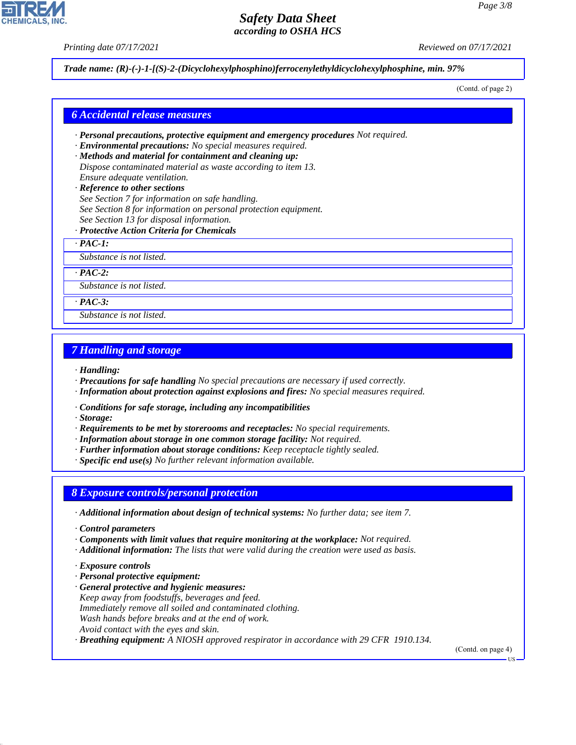Trade name: (R)-(-)-1-[(S)-2-(Dicyclohexylphosphino)ferrocenylethyldicyclohexylphosphine, min. 97%

(Contd. of page 2)

## 6 Accidental release measures

· **Personal precautions, protective equipment and emergency procedures** Not required.
· **Environmental precautions:** No special measures required.
· **Methods and material for containment and cleaning up:**
Dispose contaminated material as waste according to item 13.
Ensure adequate ventilation.
· **Reference to other sections**
See Section 7 for information on safe handling.
See Section 8 for information on personal protection equipment.
See Section 13 for disposal information.
· **Protective Action Criteria for Chemicals**

· **PAC-1:**
Substance is not listed.

· **PAC-2:**
Substance is not listed.

· **PAC-3:**
Substance is not listed.

## 7 Handling and storage

· **Handling:**
· **Precautions for safe handling** No special precautions are necessary if used correctly.
· **Information about protection against explosions and fires:** No special measures required.

· **Conditions for safe storage, including any incompatibilities**
· **Storage:**
· **Requirements to be met by storerooms and receptacles:** No special requirements.
· **Information about storage in one common storage facility:** Not required.
· **Further information about storage conditions:** Keep receptacle tightly sealed.
· **Specific end use(s)** No further relevant information available.

## 8 Exposure controls/personal protection

· **Additional information about design of technical systems:** No further data; see item 7.

· **Control parameters**
· **Components with limit values that require monitoring at the workplace:** Not required.
· **Additional information:** The lists that were valid during the creation were used as basis.

· **Exposure controls**
· **Personal protective equipment:**
· **General protective and hygienic measures:**
Keep away from foodstuffs, beverages and feed.
Immediately remove all soiled and contaminated clothing.
Wash hands before breaks and at the end of work.
Avoid contact with the eyes and skin.
· **Breathing equipment:** A NIOSH approved respirator in accordance with 29 CFR 1910.134.

(Contd. on page 4)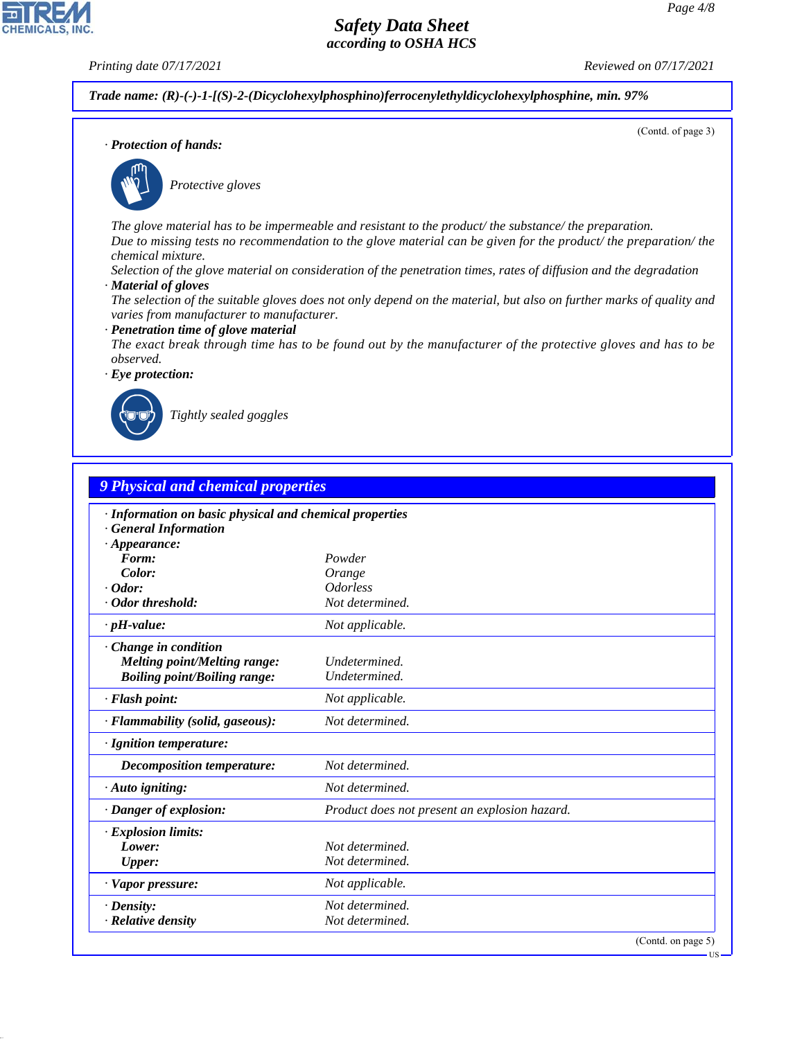Trade name: (R)-(-)-1-[(S)-2-(Dicyclohexylphosphino)ferrocenylethyldicyclohexylphosphine, min. 97%

(Contd. of page 3)

· **Protection of hands:**

*Protective gloves*

The glove material has to be impermeable and resistant to the product/ the substance/ the preparation.
Due to missing tests no recommendation to the glove material can be given for the product/ the preparation/ the chemical mixture.
Selection of the glove material on consideration of the penetration times, rates of diffusion and the degradation

· **Material of gloves**

The selection of the suitable gloves does not only depend on the material, but also on further marks of quality and varies from manufacturer to manufacturer.

· **Penetration time of glove material**

The exact break through time has to be found out by the manufacturer of the protective gloves and has to be observed.

· **Eye protection:**

*Tightly sealed goggles*

## 9 Physical and chemical properties

| | |
|---|---|
| · **Information on basic physical and chemical properties** | |
| · **General Information** | |
| · **Appearance:** | |
| **Form:** | Powder |
| **Color:** | Orange |
| · **Odor:** | Odorless |
| · **Odor threshold:** | Not determined. |
| · **pH-value:** | Not applicable. |
| · **Change in condition** | |
| **Melting point/Melting range:** | Undetermined. |
| **Boiling point/Boiling range:** | Undetermined. |
| · **Flash point:** | Not applicable. |
| · **Flammability (solid, gaseous):** | Not determined. |
| · **Ignition temperature:** | |
| **Decomposition temperature:** | Not determined. |
| · **Auto igniting:** | Not determined. |
| · **Danger of explosion:** | Product does not present an explosion hazard. |
| · **Explosion limits:** | |
| **Lower:** | Not determined. |
| **Upper:** | Not determined. |
| · **Vapor pressure:** | Not applicable. |
| · **Density:** | Not determined. |
| · **Relative density** | Not determined. |

(Contd. on page 5)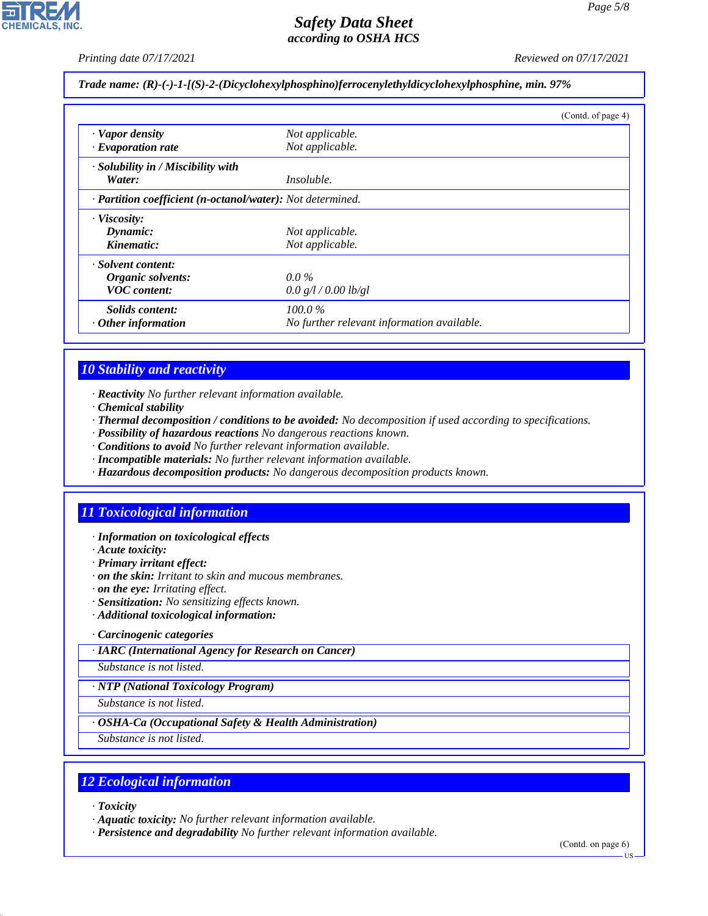**Trade name: (R)-(-)-1-[(S)-2-(Dicyclohexylphosphino)ferrocenylethyldicyclohexylphosphine, min. 97%**

(Contd. of page 4)

| | |
|---|---|
| · **Vapor density** | Not applicable. |
| · **Evaporation rate** | Not applicable. |
| · **Solubility in / Miscibility with** | |
| **Water:** | Insoluble. |
| · **Partition coefficient (n-octanol/water):** | Not determined. |
| · **Viscosity:** | |
| **Dynamic:** | Not applicable. |
| **Kinematic:** | Not applicable. |
| · **Solvent content:** | |
| **Organic solvents:** | 0.0 % |
| **VOC content:** | 0.0 g/l / 0.00 lb/gl |
| **Solids content:** | 100.0 % |
| · **Other information** | No further relevant information available. |

## 10 Stability and reactivity

- · **Reactivity** No further relevant information available.
- · **Chemical stability**
- · **Thermal decomposition / conditions to be avoided:** No decomposition if used according to specifications.
- · **Possibility of hazardous reactions** No dangerous reactions known.
- · **Conditions to avoid** No further relevant information available.
- · **Incompatible materials:** No further relevant information available.
- · **Hazardous decomposition products:** No dangerous decomposition products known.

## 11 Toxicological information

- · **Information on toxicological effects**
- · **Acute toxicity:**
- · **Primary irritant effect:**
- · **on the skin:** Irritant to skin and mucous membranes.
- · **on the eye:** Irritating effect.
- · **Sensitization:** No sensitizing effects known.
- · **Additional toxicological information:**

· **Carcinogenic categories**

| · **IARC (International Agency for Research on Cancer)** |
|---|
| Substance is not listed. |

| · **NTP (National Toxicology Program)** |
|---|
| Substance is not listed. |

| · **OSHA-Ca (Occupational Safety & Health Administration)** |
|---|
| Substance is not listed. |

## 12 Ecological information

- · **Toxicity**
- · **Aquatic toxicity:** No further relevant information available.
- · **Persistence and degradability** No further relevant information available.

(Contd. on page 6)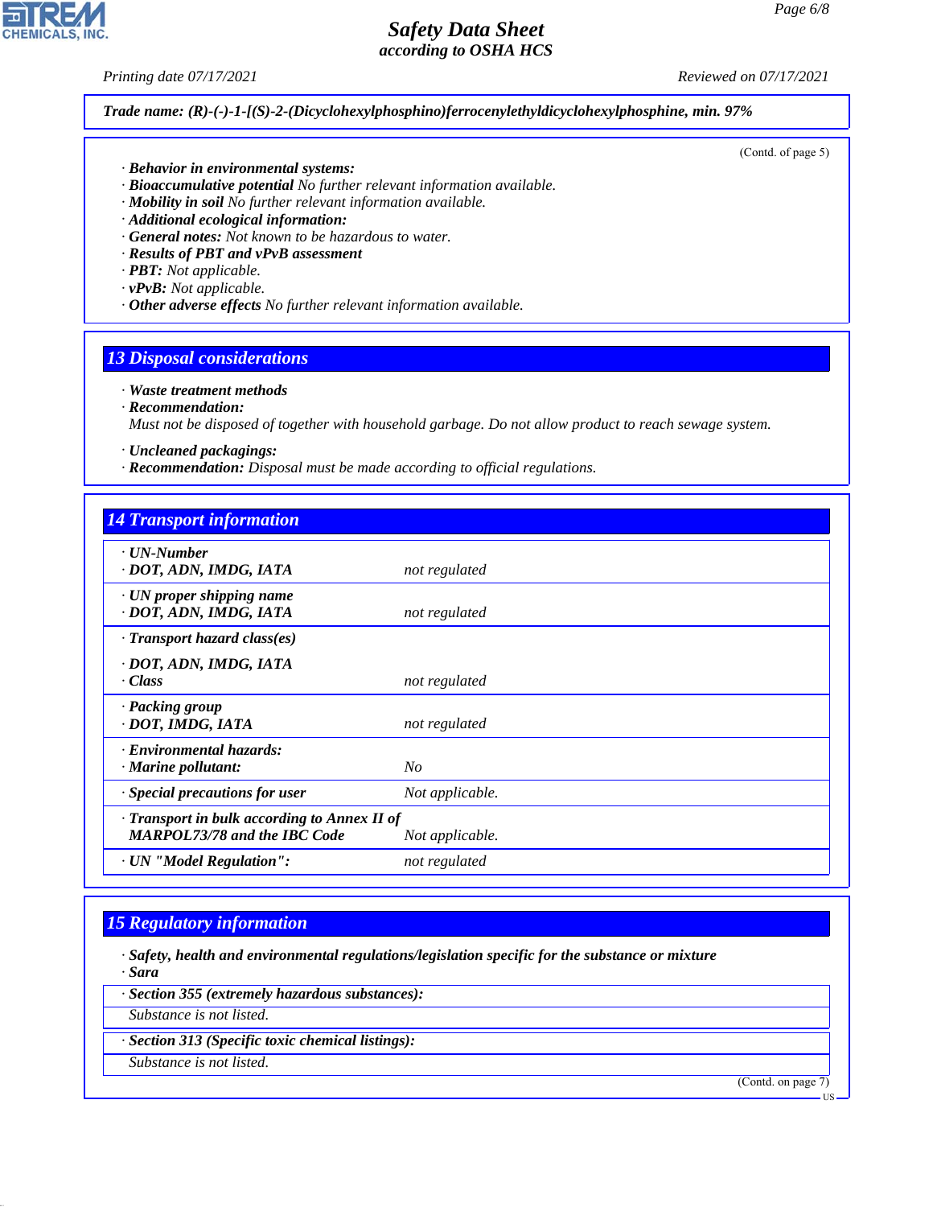Trade name: (R)-(-)-1-[(S)-2-(Dicyclohexylphosphino)ferrocenylethyldicyclohexylphosphine, min. 97%

(Contd. of page 5)

· **Behavior in environmental systems:**
· **Bioaccumulative potential** No further relevant information available.
· **Mobility in soil** No further relevant information available.
· **Additional ecological information:**
· **General notes:** Not known to be hazardous to water.
· **Results of PBT and vPvB assessment**
· **PBT:** Not applicable.
· **vPvB:** Not applicable.
· **Other adverse effects** No further relevant information available.

## 13 Disposal considerations

· **Waste treatment methods**
· **Recommendation:**
Must not be disposed of together with household garbage. Do not allow product to reach sewage system.

· **Uncleaned packagings:**
· **Recommendation:** Disposal must be made according to official regulations.

## 14 Transport information

| | |
|---|---|
| · **UN-Number**<br>· **DOT, ADN, IMDG, IATA** | not regulated |
| · **UN proper shipping name**<br>· **DOT, ADN, IMDG, IATA** | not regulated |
| · **Transport hazard class(es)**<br>· **DOT, ADN, IMDG, IATA**<br>· **Class** | not regulated |
| · **Packing group**<br>· **DOT, IMDG, IATA** | not regulated |
| · **Environmental hazards:**<br>· **Marine pollutant:** | No |
| · **Special precautions for user** | Not applicable. |
| · **Transport in bulk according to Annex II of MARPOL73/78 and the IBC Code** | Not applicable. |
| · **UN "Model Regulation":** | not regulated |

## 15 Regulatory information

· **Safety, health and environmental regulations/legislation specific for the substance or mixture**
· **Sara**

· **Section 355 (extremely hazardous substances):**
Substance is not listed.

· **Section 313 (Specific toxic chemical listings):**
Substance is not listed.

(Contd. on page 7)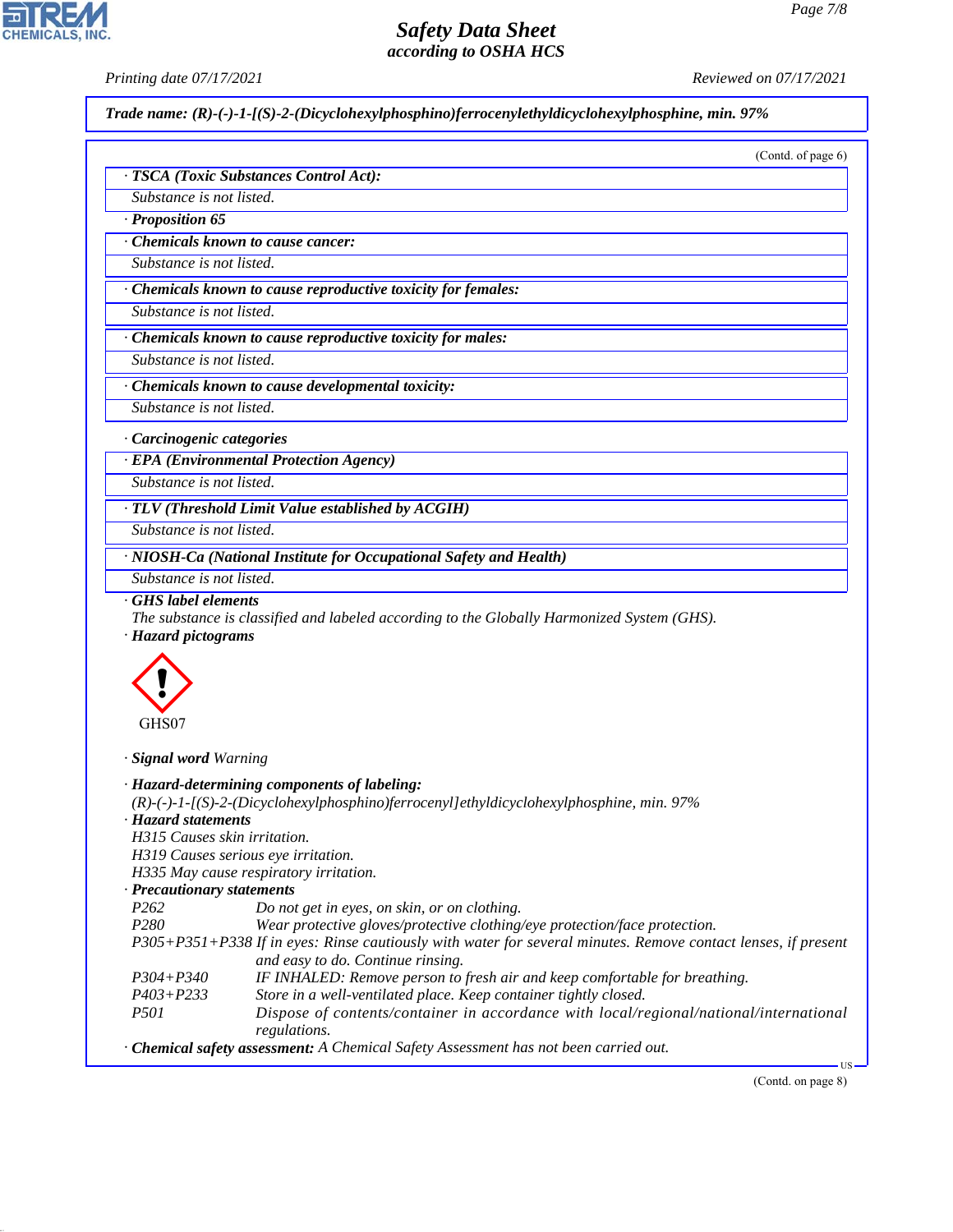**Trade name: (R)-(-)-1-[(S)-2-(Dicyclohexylphosphino)ferrocenylethyldicyclohexylphosphine, min. 97%**

(Contd. of page 6)

· **TSCA (Toxic Substances Control Act):**

Substance is not listed.

· **Proposition 65**

· **Chemicals known to cause cancer:**

Substance is not listed.

· **Chemicals known to cause reproductive toxicity for females:**

Substance is not listed.

· **Chemicals known to cause reproductive toxicity for males:**

Substance is not listed.

· **Chemicals known to cause developmental toxicity:**

Substance is not listed.

· **Carcinogenic categories**

· **EPA (Environmental Protection Agency)**

Substance is not listed.

· **TLV (Threshold Limit Value established by ACGIH)**

Substance is not listed.

· **NIOSH-Ca (National Institute for Occupational Safety and Health)**

Substance is not listed.

· **GHS label elements**

The substance is classified and labeled according to the Globally Harmonized System (GHS).

· **Hazard pictograms**

GHS07

· **Signal word** Warning

· **Hazard-determining components of labeling:**

(R)-(-)-1-[(S)-2-(Dicyclohexylphosphino)ferrocenyl]ethyldicyclohexylphosphine, min. 97%

· **Hazard statements**

H315 Causes skin irritation.

H319 Causes serious eye irritation.

H335 May cause respiratory irritation.

· **Precautionary statements**

| | |
|---|---|
| P262 | Do not get in eyes, on skin, or on clothing. |
| P280 | Wear protective gloves/protective clothing/eye protection/face protection. |
| P305+P351+P338 | If in eyes: Rinse cautiously with water for several minutes. Remove contact lenses, if present and easy to do. Continue rinsing. |
| P304+P340 | IF INHALED: Remove person to fresh air and keep comfortable for breathing. |
| P403+P233 | Store in a well-ventilated place. Keep container tightly closed. |
| P501 | Dispose of contents/container in accordance with local/regional/national/international regulations. |

· **Chemical safety assessment:** A Chemical Safety Assessment has not been carried out.

(Contd. on page 8)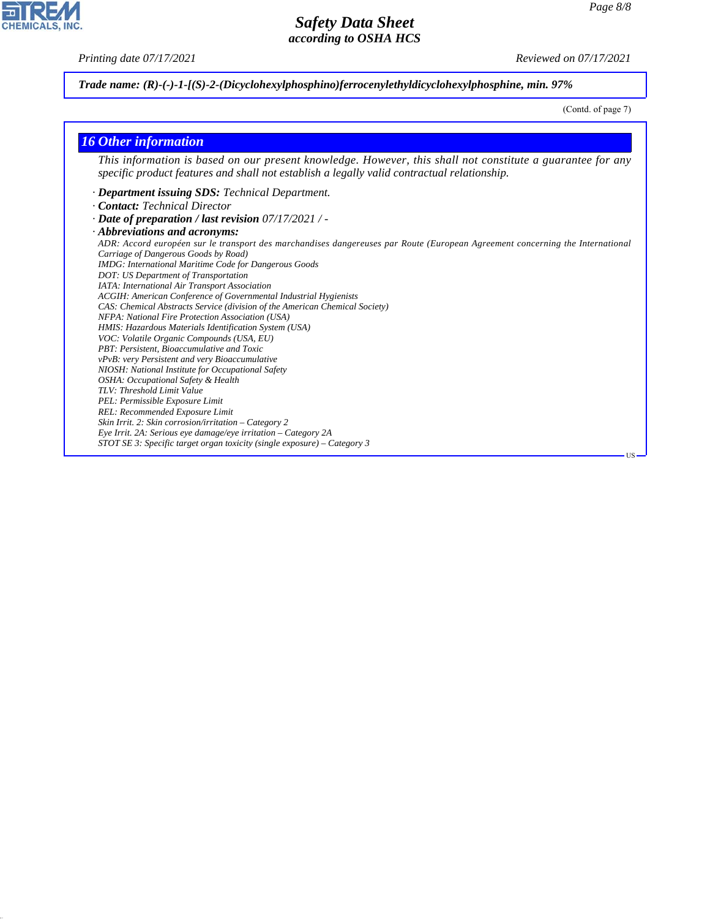**Trade name: (R)-(-)-1-[(S)-2-(Dicyclohexylphosphino)ferrocenylethyldicyclohexylphosphine, min. 97%**

(Contd. of page 7)

## 16 Other information

*This information is based on our present knowledge. However, this shall not constitute a guarantee for any specific product features and shall not establish a legally valid contractual relationship.*

- **Department issuing SDS:** Technical Department.
- **Contact:** Technical Director
- **Date of preparation / last revision** 07/17/2021 / -
- **Abbreviations and acronyms:**

ADR: Accord européen sur le transport des marchandises dangereuses par Route (European Agreement concerning the International Carriage of Dangerous Goods by Road)
IMDG: International Maritime Code for Dangerous Goods
DOT: US Department of Transportation
IATA: International Air Transport Association
ACGIH: American Conference of Governmental Industrial Hygienists
CAS: Chemical Abstracts Service (division of the American Chemical Society)
NFPA: National Fire Protection Association (USA)
HMIS: Hazardous Materials Identification System (USA)
VOC: Volatile Organic Compounds (USA, EU)
PBT: Persistent, Bioaccumulative and Toxic
vPvB: very Persistent and very Bioaccumulative
NIOSH: National Institute for Occupational Safety
OSHA: Occupational Safety & Health
TLV: Threshold Limit Value
PEL: Permissible Exposure Limit
REL: Recommended Exposure Limit
Skin Irrit. 2: Skin corrosion/irritation – Category 2
Eye Irrit. 2A: Serious eye damage/eye irritation – Category 2A
STOT SE 3: Specific target organ toxicity (single exposure) – Category 3

US